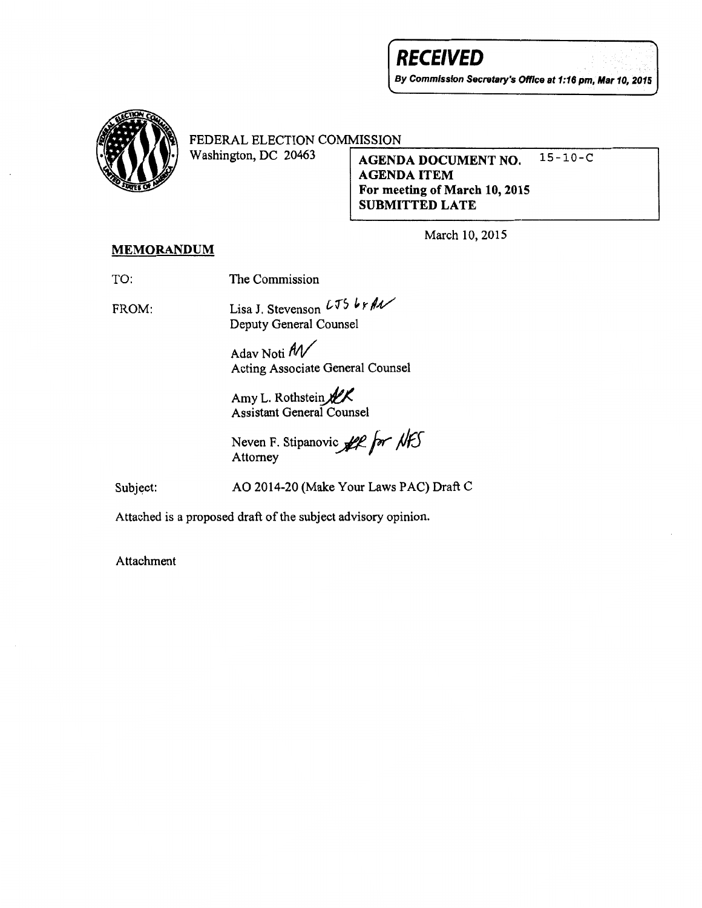**RECEIVED**

*By Commission Secretary's Office at 1:16 pm, Mar 10, 2015*

FEDERAL ELECTION COMMISSION
Washington, DC 20463

**AGENDA DOCUMENT NO.** 15-10-C
**AGENDA ITEM**
**For meeting of March 10, 2015**
**SUBMITTED LATE**

March 10, 2015

**MEMORANDUM**

TO: The Commission

FROM: Lisa J. Stevenson *LJS by AN*
Deputy General Counsel

Adav Noti *AN*
Acting Associate General Counsel

Amy L. Rothstein *ALR*
Assistant General Counsel

Neven F. Stipanovic *ALR for NFS*
Attorney

Subject: AO 2014-20 (Make Your Laws PAC) Draft C

Attached is a proposed draft of the subject advisory opinion.

Attachment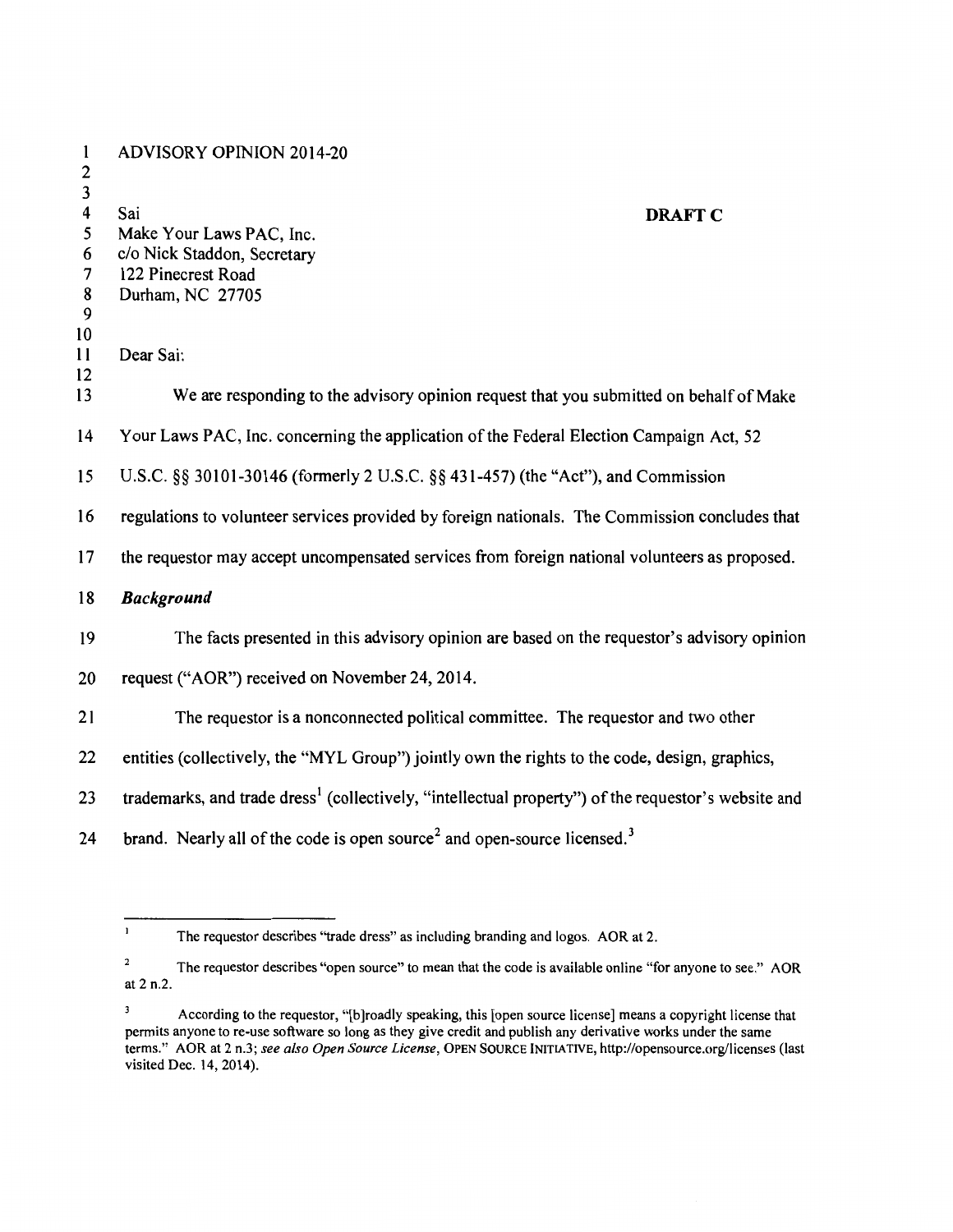ADVISORY OPINION 2014-20

Sai
Make Your Laws PAC, Inc.
c/o Nick Staddon, Secretary
122 Pinecrest Road
Durham, NC 27705

**DRAFT C**

Dear Sai:

We are responding to the advisory opinion request that you submitted on behalf of Make Your Laws PAC, Inc. concerning the application of the Federal Election Campaign Act, 52 U.S.C. §§ 30101-30146 (formerly 2 U.S.C. §§ 431-457) (the "Act"), and Commission regulations to volunteer services provided by foreign nationals. The Commission concludes that the requestor may accept uncompensated services from foreign national volunteers as proposed.

***Background***

The facts presented in this advisory opinion are based on the requestor's advisory opinion request ("AOR") received on November 24, 2014.

The requestor is a nonconnected political committee. The requestor and two other entities (collectively, the "MYL Group") jointly own the rights to the code, design, graphics, trademarks, and trade dress[1] (collectively, "intellectual property") of the requestor's website and brand. Nearly all of the code is open source[2] and open-source licensed.[3]

---

[1] The requestor describes "trade dress" as including branding and logos. AOR at 2.

[2] The requestor describes "open source" to mean that the code is available online "for anyone to see." AOR at 2 n.2.

[3] According to the requestor, "[b]roadly speaking, this [open source license] means a copyright license that permits anyone to re-use software so long as they give credit and publish any derivative works under the same terms." AOR at 2 n.3; *see also Open Source License*, OPEN SOURCE INITIATIVE, http://opensource.org/licenses (last visited Dec. 14, 2014).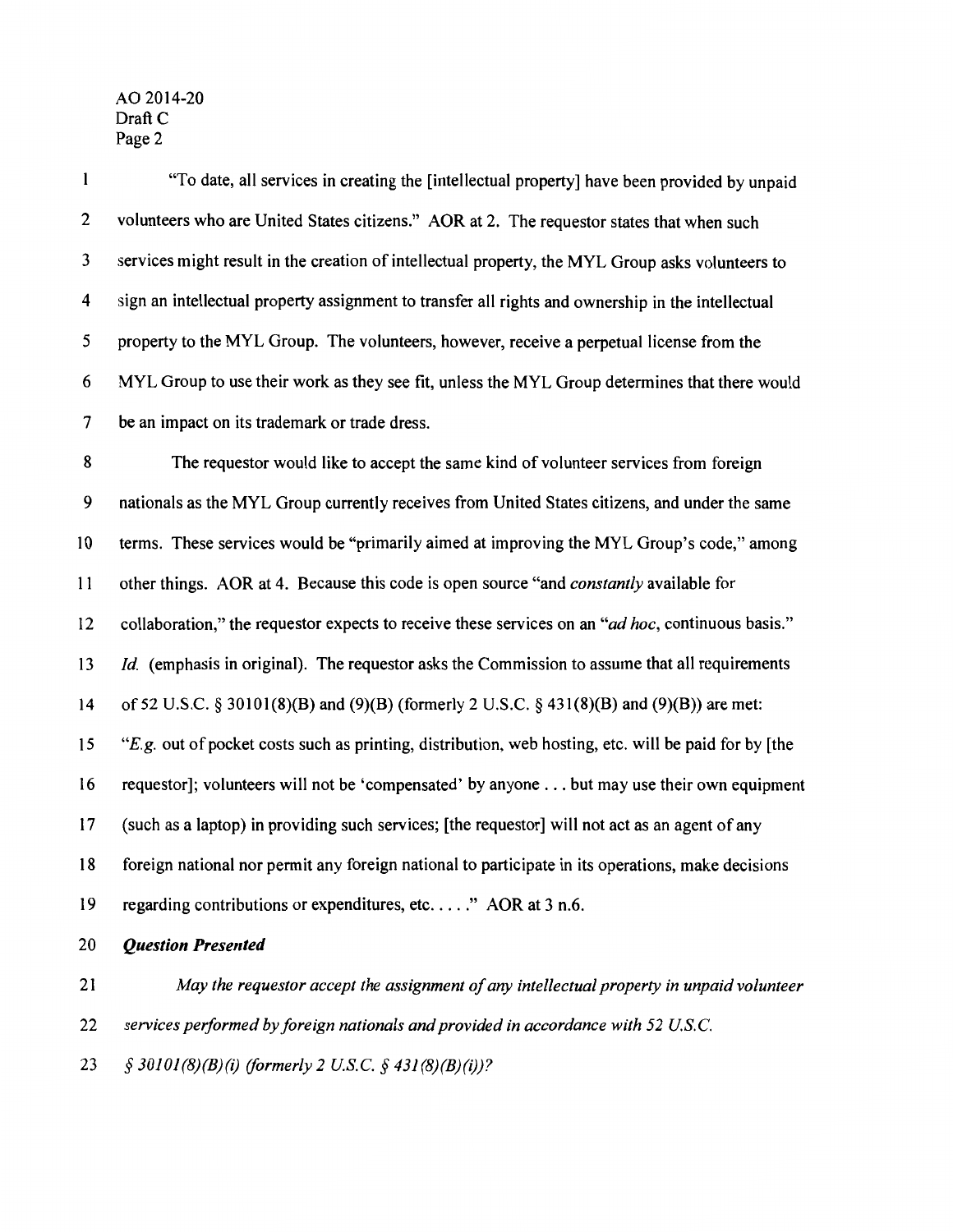"To date, all services in creating the [intellectual property] have been provided by unpaid volunteers who are United States citizens." AOR at 2. The requestor states that when such services might result in the creation of intellectual property, the MYL Group asks volunteers to sign an intellectual property assignment to transfer all rights and ownership in the intellectual property to the MYL Group. The volunteers, however, receive a perpetual license from the MYL Group to use their work as they see fit, unless the MYL Group determines that there would be an impact on its trademark or trade dress.

The requestor would like to accept the same kind of volunteer services from foreign nationals as the MYL Group currently receives from United States citizens, and under the same terms. These services would be "primarily aimed at improving the MYL Group's code," among other things. AOR at 4. Because this code is open source "and *constantly* available for collaboration," the requestor expects to receive these services on an "*ad hoc*, continuous basis." *Id.* (emphasis in original). The requestor asks the Commission to assume that all requirements of 52 U.S.C. § 30101(8)(B) and (9)(B) (formerly 2 U.S.C. § 431(8)(B) and (9)(B)) are met: "*E.g.* out of pocket costs such as printing, distribution, web hosting, etc. will be paid for by [the requestor]; volunteers will not be 'compensated' by anyone . . . but may use their own equipment (such as a laptop) in providing such services; [the requestor] will not act as an agent of any foreign national nor permit any foreign national to participate in its operations, make decisions regarding contributions or expenditures, etc. . . . ." AOR at 3 n.6.

***Question Presented***

*May the requestor accept the assignment of any intellectual property in unpaid volunteer services performed by foreign nationals and provided in accordance with 52 U.S.C. § 30101(8)(B)(i) (formerly 2 U.S.C. § 431(8)(B)(i))?*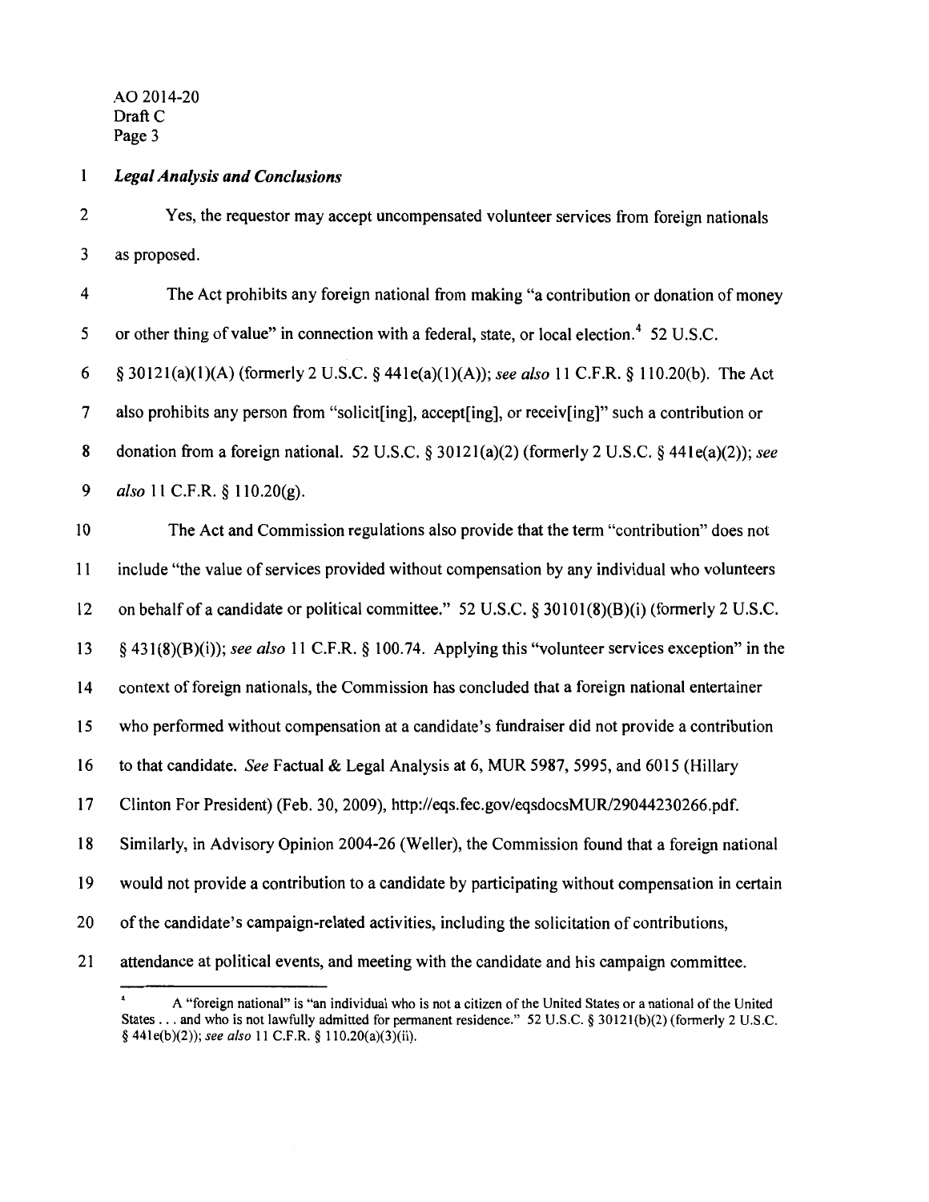*Legal Analysis and Conclusions*

Yes, the requestor may accept uncompensated volunteer services from foreign nationals as proposed.

The Act prohibits any foreign national from making "a contribution or donation of money or other thing of value" in connection with a federal, state, or local election.[4] 52 U.S.C. § 30121(a)(1)(A) (formerly 2 U.S.C. § 441e(a)(1)(A)); *see also* 11 C.F.R. § 110.20(b). The Act also prohibits any person from "solicit[ing], accept[ing], or receiv[ing]" such a contribution or donation from a foreign national. 52 U.S.C. § 30121(a)(2) (formerly 2 U.S.C. § 441e(a)(2)); *see also* 11 C.F.R. § 110.20(g).

The Act and Commission regulations also provide that the term "contribution" does not include "the value of services provided without compensation by any individual who volunteers on behalf of a candidate or political committee." 52 U.S.C. § 30101(8)(B)(i) (formerly 2 U.S.C. § 431(8)(B)(i)); *see also* 11 C.F.R. § 100.74. Applying this "volunteer services exception" in the context of foreign nationals, the Commission has concluded that a foreign national entertainer who performed without compensation at a candidate's fundraiser did not provide a contribution to that candidate. *See* Factual & Legal Analysis at 6, MUR 5987, 5995, and 6015 (Hillary Clinton For President) (Feb. 30, 2009), http://eqs.fec.gov/eqsdocsMUR/29044230266.pdf. Similarly, in Advisory Opinion 2004-26 (Weller), the Commission found that a foreign national would not provide a contribution to a candidate by participating without compensation in certain of the candidate's campaign-related activities, including the solicitation of contributions, attendance at political events, and meeting with the candidate and his campaign committee.

[4] A "foreign national" is "an individual who is not a citizen of the United States or a national of the United States . . . and who is not lawfully admitted for permanent residence." 52 U.S.C. § 30121(b)(2) (formerly 2 U.S.C. § 441e(b)(2)); *see also* 11 C.F.R. § 110.20(a)(3)(ii).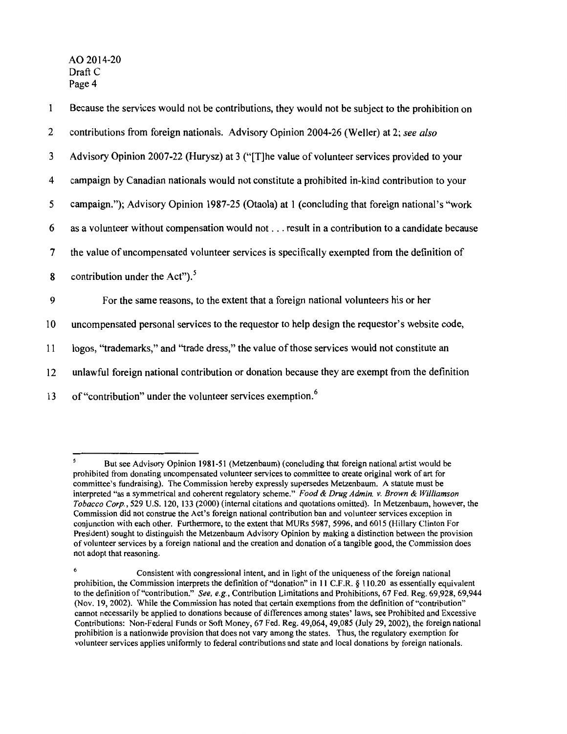Because the services would not be contributions, they would not be subject to the prohibition on contributions from foreign nationals. Advisory Opinion 2004-26 (Weller) at 2; *see also* Advisory Opinion 2007-22 (Hurysz) at 3 ("[T]he value of volunteer services provided to your campaign by Canadian nationals would not constitute a prohibited in-kind contribution to your campaign."); Advisory Opinion 1987-25 (Otaola) at 1 (concluding that foreign national's "work as a volunteer without compensation would not . . . result in a contribution to a candidate because the value of uncompensated volunteer services is specifically exempted from the definition of contribution under the Act").[5]

For the same reasons, to the extent that a foreign national volunteers his or her uncompensated personal services to the requestor to help design the requestor's website code, logos, "trademarks," and "trade dress," the value of those services would not constitute an unlawful foreign national contribution or donation because they are exempt from the definition of "contribution" under the volunteer services exemption.[6]

---

[5] But see Advisory Opinion 1981-51 (Metzenbaum) (concluding that foreign national artist would be prohibited from donating uncompensated volunteer services to committee to create original work of art for committee's fundraising). The Commission hereby expressly supersedes Metzenbaum. A statute must be interpreted "as a symmetrical and coherent regulatory scheme." *Food & Drug Admin. v. Brown & Williamson Tobacco Corp.*, 529 U.S. 120, 133 (2000) (internal citations and quotations omitted). In Metzenbaum, however, the Commission did not construe the Act's foreign national contribution ban and volunteer services exception in conjunction with each other. Furthermore, to the extent that MURs 5987, 5996, and 6015 (Hillary Clinton For President) sought to distinguish the Metzenbaum Advisory Opinion by making a distinction between the provision of volunteer services by a foreign national and the creation and donation of a tangible good, the Commission does not adopt that reasoning.

[6] Consistent with congressional intent, and in light of the uniqueness of the foreign national prohibition, the Commission interprets the definition of "donation" in 11 C.F.R. § 110.20 as essentially equivalent to the definition of "contribution." *See, e.g.*, Contribution Limitations and Prohibitions, 67 Fed. Reg. 69,928, 69,944 (Nov. 19, 2002). While the Commission has noted that certain exemptions from the definition of "contribution" cannot necessarily be applied to donations because of differences among states' laws, see Prohibited and Excessive Contributions: Non-Federal Funds or Soft Money, 67 Fed. Reg. 49,064, 49,085 (July 29, 2002), the foreign national prohibition is a nationwide provision that does not vary among the states. Thus, the regulatory exemption for volunteer services applies uniformly to federal contributions and state and local donations by foreign nationals.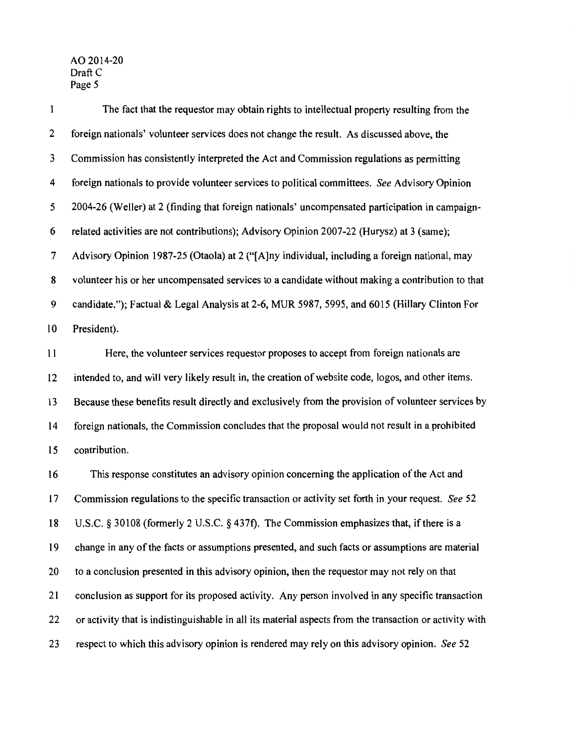The fact that the requestor may obtain rights to intellectual property resulting from the foreign nationals' volunteer services does not change the result. As discussed above, the Commission has consistently interpreted the Act and Commission regulations as permitting foreign nationals to provide volunteer services to political committees. *See* Advisory Opinion 2004-26 (Weller) at 2 (finding that foreign nationals' uncompensated participation in campaign-related activities are not contributions); Advisory Opinion 2007-22 (Hurysz) at 3 (same); Advisory Opinion 1987-25 (Otaola) at 2 ("[A]ny individual, including a foreign national, may volunteer his or her uncompensated services to a candidate without making a contribution to that candidate."); Factual & Legal Analysis at 2-6, MUR 5987, 5995, and 6015 (Hillary Clinton For President).

Here, the volunteer services requestor proposes to accept from foreign nationals are intended to, and will very likely result in, the creation of website code, logos, and other items. Because these benefits result directly and exclusively from the provision of volunteer services by foreign nationals, the Commission concludes that the proposal would not result in a prohibited contribution.

This response constitutes an advisory opinion concerning the application of the Act and Commission regulations to the specific transaction or activity set forth in your request. *See* 52 U.S.C. § 30108 (formerly 2 U.S.C. § 437f). The Commission emphasizes that, if there is a change in any of the facts or assumptions presented, and such facts or assumptions are material to a conclusion presented in this advisory opinion, then the requestor may not rely on that conclusion as support for its proposed activity. Any person involved in any specific transaction or activity that is indistinguishable in all its material aspects from the transaction or activity with respect to which this advisory opinion is rendered may rely on this advisory opinion. *See* 52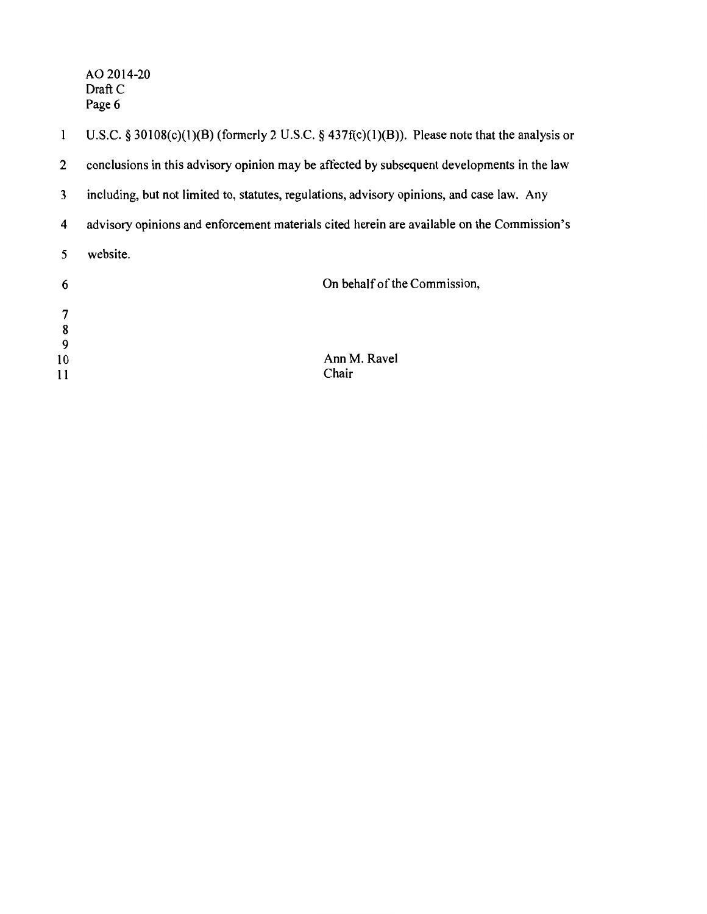U.S.C. § 30108(c)(1)(B) (formerly 2 U.S.C. § 437f(c)(1)(B)). Please note that the analysis or conclusions in this advisory opinion may be affected by subsequent developments in the law including, but not limited to, statutes, regulations, advisory opinions, and case law. Any advisory opinions and enforcement materials cited herein are available on the Commission's website.

On behalf of the Commission,

Ann M. Ravel
Chair